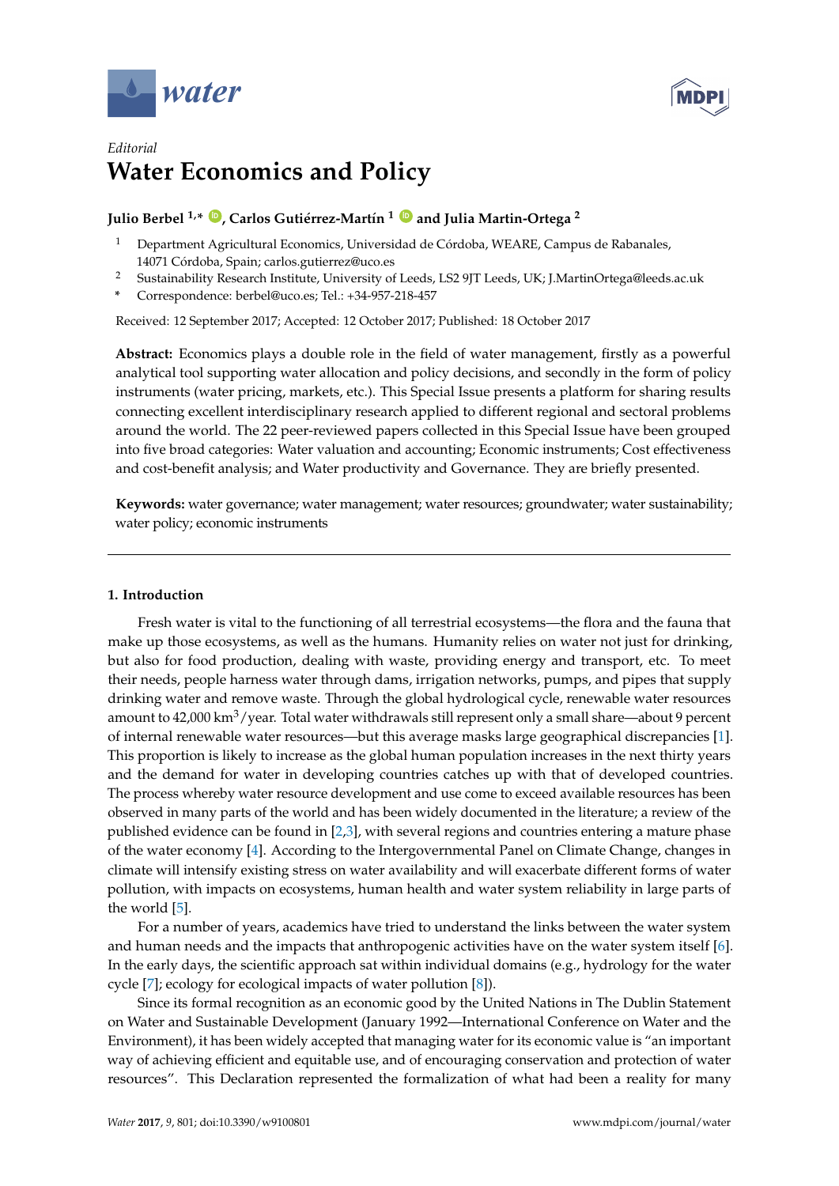*Editorial*

# Water Economics and Policy

**Julio Berbel [1,*], Carlos Gutiérrez-Martín [1] and Julia Martin-Ortega [2]**

[1] Department Agricultural Economics, Universidad de Córdoba, WEARE, Campus de Rabanales, 14071 Córdoba, Spain; carlos.gutierrez@uco.es

[2] Sustainability Research Institute, University of Leeds, LS2 9JT Leeds, UK; J.MartinOrtega@leeds.ac.uk

[*] Correspondence: berbel@uco.es; Tel.: +34-957-218-457

Received: 12 September 2017; Accepted: 12 October 2017; Published: 18 October 2017

**Abstract:** Economics plays a double role in the field of water management, firstly as a powerful analytical tool supporting water allocation and policy decisions, and secondly in the form of policy instruments (water pricing, markets, etc.). This Special Issue presents a platform for sharing results connecting excellent interdisciplinary research applied to different regional and sectoral problems around the world. The 22 peer-reviewed papers collected in this Special Issue have been grouped into five broad categories: Water valuation and accounting; Economic instruments; Cost effectiveness and cost-benefit analysis; and Water productivity and Governance. They are briefly presented.

**Keywords:** water governance; water management; water resources; groundwater; water sustainability; water policy; economic instruments

## 1. Introduction

Fresh water is vital to the functioning of all terrestrial ecosystems—the flora and the fauna that make up those ecosystems, as well as the humans. Humanity relies on water not just for drinking, but also for food production, dealing with waste, providing energy and transport, etc. To meet their needs, people harness water through dams, irrigation networks, pumps, and pipes that supply drinking water and remove waste. Through the global hydrological cycle, renewable water resources amount to 42,000 km$^3$/year. Total water withdrawals still represent only a small share—about 9 percent of internal renewable water resources—but this average masks large geographical discrepancies [1]. This proportion is likely to increase as the global human population increases in the next thirty years and the demand for water in developing countries catches up with that of developed countries. The process whereby water resource development and use come to exceed available resources has been observed in many parts of the world and has been widely documented in the literature; a review of the published evidence can be found in [2,3], with several regions and countries entering a mature phase of the water economy [4]. According to the Intergovernmental Panel on Climate Change, changes in climate will intensify existing stress on water availability and will exacerbate different forms of water pollution, with impacts on ecosystems, human health and water system reliability in large parts of the world [5].

For a number of years, academics have tried to understand the links between the water system and human needs and the impacts that anthropogenic activities have on the water system itself [6]. In the early days, the scientific approach sat within individual domains (e.g., hydrology for the water cycle [7]; ecology for ecological impacts of water pollution [8]).

Since its formal recognition as an economic good by the United Nations in The Dublin Statement on Water and Sustainable Development (January 1992—International Conference on Water and the Environment), it has been widely accepted that managing water for its economic value is "an important way of achieving efficient and equitable use, and of encouraging conservation and protection of water resources". This Declaration represented the formalization of what had been a reality for many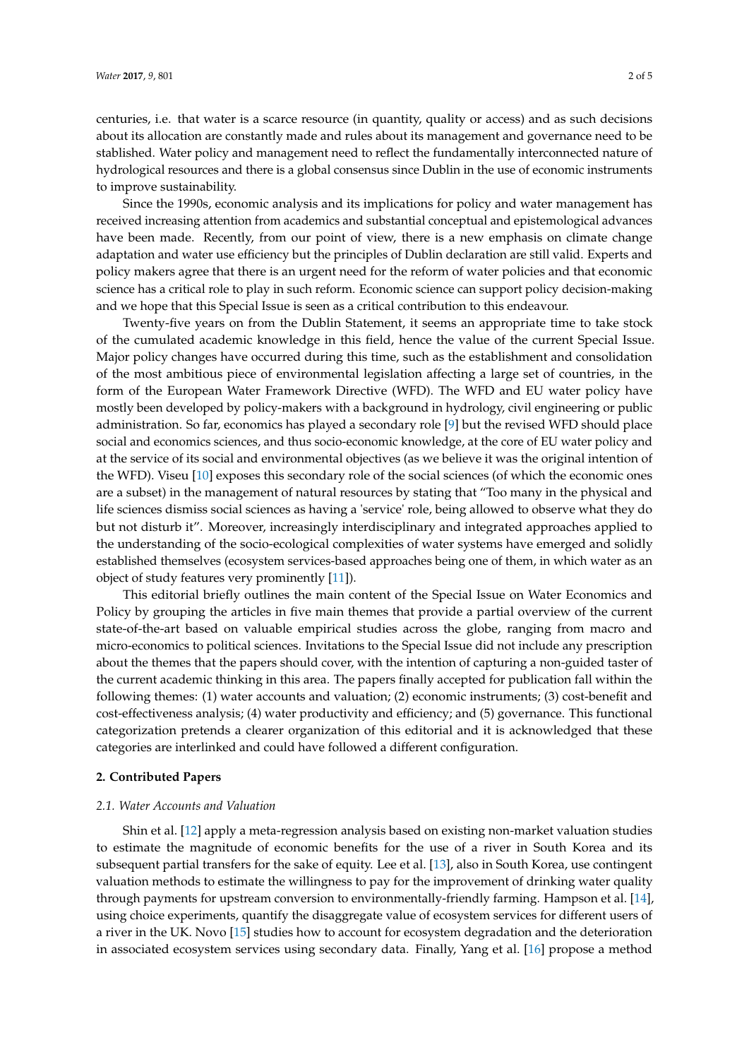centuries, i.e. that water is a scarce resource (in quantity, quality or access) and as such decisions about its allocation are constantly made and rules about its management and governance need to be stablished. Water policy and management need to reflect the fundamentally interconnected nature of hydrological resources and there is a global consensus since Dublin in the use of economic instruments to improve sustainability.

Since the 1990s, economic analysis and its implications for policy and water management has received increasing attention from academics and substantial conceptual and epistemological advances have been made. Recently, from our point of view, there is a new emphasis on climate change adaptation and water use efficiency but the principles of Dublin declaration are still valid. Experts and policy makers agree that there is an urgent need for the reform of water policies and that economic science has a critical role to play in such reform. Economic science can support policy decision-making and we hope that this Special Issue is seen as a critical contribution to this endeavour.

Twenty-five years on from the Dublin Statement, it seems an appropriate time to take stock of the cumulated academic knowledge in this field, hence the value of the current Special Issue. Major policy changes have occurred during this time, such as the establishment and consolidation of the most ambitious piece of environmental legislation affecting a large set of countries, in the form of the European Water Framework Directive (WFD). The WFD and EU water policy have mostly been developed by policy-makers with a background in hydrology, civil engineering or public administration. So far, economics has played a secondary role [9] but the revised WFD should place social and economics sciences, and thus socio-economic knowledge, at the core of EU water policy and at the service of its social and environmental objectives (as we believe it was the original intention of the WFD). Viseu [10] exposes this secondary role of the social sciences (of which the economic ones are a subset) in the management of natural resources by stating that "Too many in the physical and life sciences dismiss social sciences as having a 'service' role, being allowed to observe what they do but not disturb it". Moreover, increasingly interdisciplinary and integrated approaches applied to the understanding of the socio-ecological complexities of water systems have emerged and solidly established themselves (ecosystem services-based approaches being one of them, in which water as an object of study features very prominently [11]).

This editorial briefly outlines the main content of the Special Issue on Water Economics and Policy by grouping the articles in five main themes that provide a partial overview of the current state-of-the-art based on valuable empirical studies across the globe, ranging from macro and micro-economics to political sciences. Invitations to the Special Issue did not include any prescription about the themes that the papers should cover, with the intention of capturing a non-guided taster of the current academic thinking in this area. The papers finally accepted for publication fall within the following themes: (1) water accounts and valuation; (2) economic instruments; (3) cost-benefit and cost-effectiveness analysis; (4) water productivity and efficiency; and (5) governance. This functional categorization pretends a clearer organization of this editorial and it is acknowledged that these categories are interlinked and could have followed a different configuration.

## 2. Contributed Papers

### 2.1. Water Accounts and Valuation

Shin et al. [12] apply a meta-regression analysis based on existing non-market valuation studies to estimate the magnitude of economic benefits for the use of a river in South Korea and its subsequent partial transfers for the sake of equity. Lee et al. [13], also in South Korea, use contingent valuation methods to estimate the willingness to pay for the improvement of drinking water quality through payments for upstream conversion to environmentally-friendly farming. Hampson et al. [14], using choice experiments, quantify the disaggregate value of ecosystem services for different users of a river in the UK. Novo [15] studies how to account for ecosystem degradation and the deterioration in associated ecosystem services using secondary data. Finally, Yang et al. [16] propose a method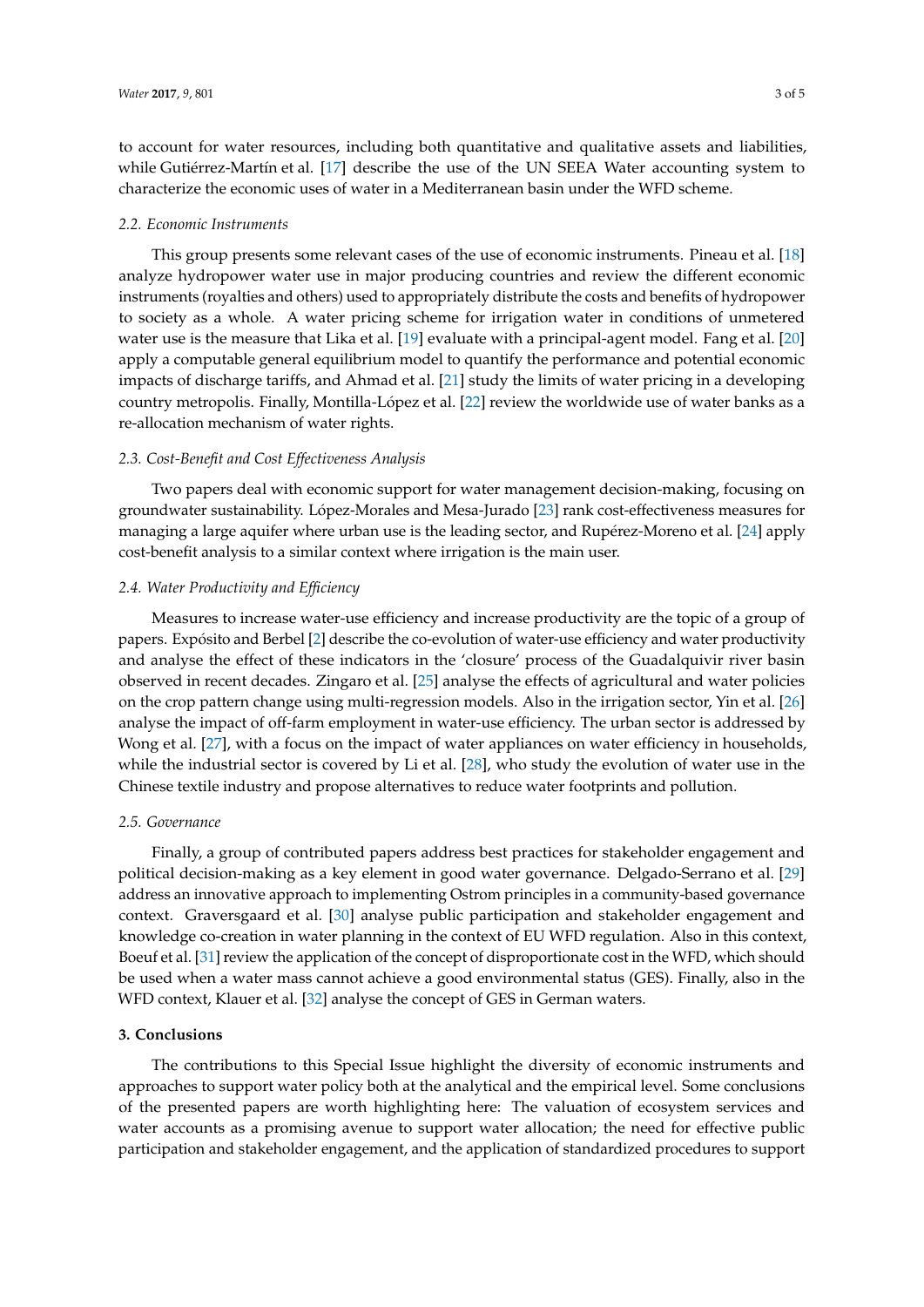to account for water resources, including both quantitative and qualitative assets and liabilities, while Gutiérrez-Martín et al. [17] describe the use of the UN SEEA Water accounting system to characterize the economic uses of water in a Mediterranean basin under the WFD scheme.

### 2.2. Economic Instruments

This group presents some relevant cases of the use of economic instruments. Pineau et al. [18] analyze hydropower water use in major producing countries and review the different economic instruments (royalties and others) used to appropriately distribute the costs and benefits of hydropower to society as a whole. A water pricing scheme for irrigation water in conditions of unmetered water use is the measure that Lika et al. [19] evaluate with a principal-agent model. Fang et al. [20] apply a computable general equilibrium model to quantify the performance and potential economic impacts of discharge tariffs, and Ahmad et al. [21] study the limits of water pricing in a developing country metropolis. Finally, Montilla-López et al. [22] review the worldwide use of water banks as a re-allocation mechanism of water rights.

### 2.3. Cost-Benefit and Cost Effectiveness Analysis

Two papers deal with economic support for water management decision-making, focusing on groundwater sustainability. López-Morales and Mesa-Jurado [23] rank cost-effectiveness measures for managing a large aquifer where urban use is the leading sector, and Rupérez-Moreno et al. [24] apply cost-benefit analysis to a similar context where irrigation is the main user.

### 2.4. Water Productivity and Efficiency

Measures to increase water-use efficiency and increase productivity are the topic of a group of papers. Expósito and Berbel [2] describe the co-evolution of water-use efficiency and water productivity and analyse the effect of these indicators in the 'closure' process of the Guadalquivir river basin observed in recent decades. Zingaro et al. [25] analyse the effects of agricultural and water policies on the crop pattern change using multi-regression models. Also in the irrigation sector, Yin et al. [26] analyse the impact of off-farm employment in water-use efficiency. The urban sector is addressed by Wong et al. [27], with a focus on the impact of water appliances on water efficiency in households, while the industrial sector is covered by Li et al. [28], who study the evolution of water use in the Chinese textile industry and propose alternatives to reduce water footprints and pollution.

### 2.5. Governance

Finally, a group of contributed papers address best practices for stakeholder engagement and political decision-making as a key element in good water governance. Delgado-Serrano et al. [29] address an innovative approach to implementing Ostrom principles in a community-based governance context. Graversgaard et al. [30] analyse public participation and stakeholder engagement and knowledge co-creation in water planning in the context of EU WFD regulation. Also in this context, Boeuf et al. [31] review the application of the concept of disproportionate cost in the WFD, which should be used when a water mass cannot achieve a good environmental status (GES). Finally, also in the WFD context, Klauer et al. [32] analyse the concept of GES in German waters.

## 3. Conclusions

The contributions to this Special Issue highlight the diversity of economic instruments and approaches to support water policy both at the analytical and the empirical level. Some conclusions of the presented papers are worth highlighting here: The valuation of ecosystem services and water accounts as a promising avenue to support water allocation; the need for effective public participation and stakeholder engagement, and the application of standardized procedures to support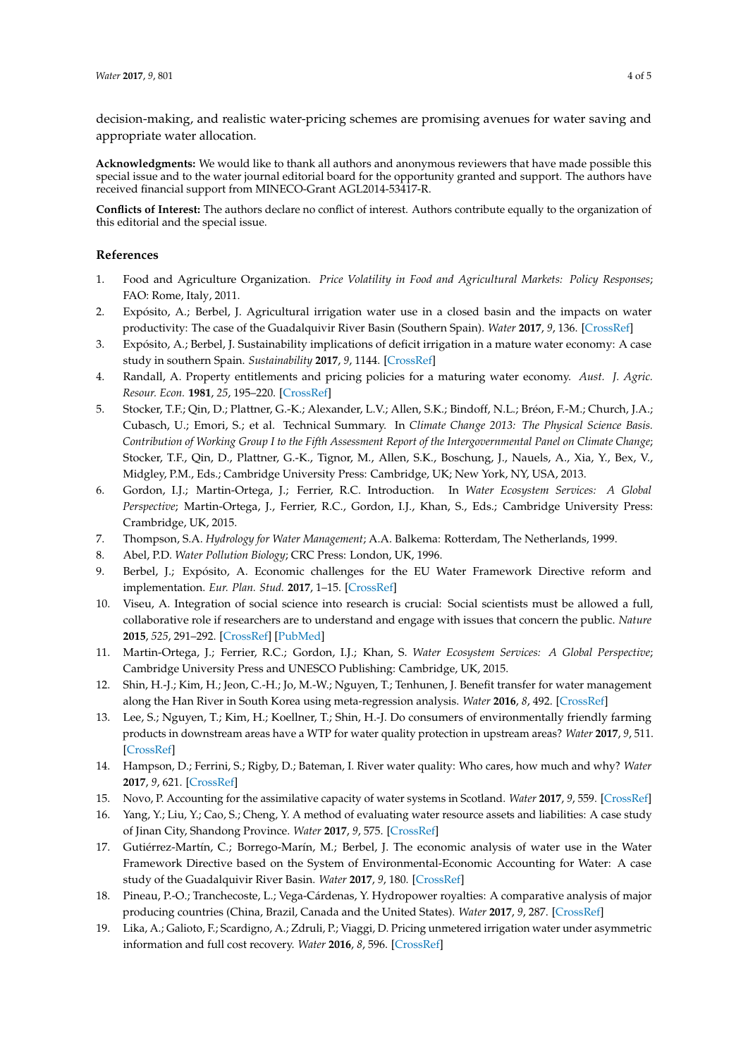decision-making, and realistic water-pricing schemes are promising avenues for water saving and appropriate water allocation.

**Acknowledgments:** We would like to thank all authors and anonymous reviewers that have made possible this special issue and to the water journal editorial board for the opportunity granted and support. The authors have received financial support from MINECO-Grant AGL2014-53417-R.

**Conflicts of Interest:** The authors declare no conflict of interest. Authors contribute equally to the organization of this editorial and the special issue.

## References

1. Food and Agriculture Organization. *Price Volatility in Food and Agricultural Markets: Policy Responses*; FAO: Rome, Italy, 2011.
2. Expósito, A.; Berbel, J. Agricultural irrigation water use in a closed basin and the impacts on water productivity: The case of the Guadalquivir River Basin (Southern Spain). *Water* **2017**, *9*, 136. [CrossRef]
3. Expósito, A.; Berbel, J. Sustainability implications of deficit irrigation in a mature water economy: A case study in southern Spain. *Sustainability* **2017**, *9*, 1144. [CrossRef]
4. Randall, A. Property entitlements and pricing policies for a maturing water economy. *Aust. J. Agric. Resour. Econ.* **1981**, *25*, 195–220. [CrossRef]
5. Stocker, T.F.; Qin, D.; Plattner, G.-K.; Alexander, L.V.; Allen, S.K.; Bindoff, N.L.; Bréon, F.-M.; Church, J.A.; Cubasch, U.; Emori, S.; et al. Technical Summary. In *Climate Change 2013: The Physical Science Basis. Contribution of Working Group I to the Fifth Assessment Report of the Intergovernmental Panel on Climate Change*; Stocker, T.F., Qin, D., Plattner, G.-K., Tignor, M., Allen, S.K., Boschung, J., Nauels, A., Xia, Y., Bex, V., Midgley, P.M., Eds.; Cambridge University Press: Cambridge, UK; New York, NY, USA, 2013.
6. Gordon, I.J.; Martin-Ortega, J.; Ferrier, R.C. Introduction. In *Water Ecosystem Services: A Global Perspective*; Martin-Ortega, J., Ferrier, R.C., Gordon, I.J., Khan, S., Eds.; Cambridge University Press: Crambridge, UK, 2015.
7. Thompson, S.A. *Hydrology for Water Management*; A.A. Balkema: Rotterdam, The Netherlands, 1999.
8. Abel, P.D. *Water Pollution Biology*; CRC Press: London, UK, 1996.
9. Berbel, J.; Expósito, A. Economic challenges for the EU Water Framework Directive reform and implementation. *Eur. Plan. Stud.* **2017**, 1–15. [CrossRef]
10. Viseu, A. Integration of social science into research is crucial: Social scientists must be allowed a full, collaborative role if researchers are to understand and engage with issues that concern the public. *Nature* **2015**, *525*, 291–292. [CrossRef] [PubMed]
11. Martin-Ortega, J.; Ferrier, R.C.; Gordon, I.J.; Khan, S. *Water Ecosystem Services: A Global Perspective*; Cambridge University Press and UNESCO Publishing: Cambridge, UK, 2015.
12. Shin, H.-J.; Kim, H.; Jeon, C.-H.; Jo, M.-W.; Nguyen, T.; Tenhunen, J. Benefit transfer for water management along the Han River in South Korea using meta-regression analysis. *Water* **2016**, *8*, 492. [CrossRef]
13. Lee, S.; Nguyen, T.; Kim, H.; Koellner, T.; Shin, H.-J. Do consumers of environmentally friendly farming products in downstream areas have a WTP for water quality protection in upstream areas? *Water* **2017**, *9*, 511. [CrossRef]
14. Hampson, D.; Ferrini, S.; Rigby, D.; Bateman, I. River water quality: Who cares, how much and why? *Water* **2017**, *9*, 621. [CrossRef]
15. Novo, P. Accounting for the assimilative capacity of water systems in Scotland. *Water* **2017**, *9*, 559. [CrossRef]
16. Yang, Y.; Liu, Y.; Cao, S.; Cheng, Y. A method of evaluating water resource assets and liabilities: A case study of Jinan City, Shandong Province. *Water* **2017**, *9*, 575. [CrossRef]
17. Gutiérrez-Martín, C.; Borrego-Marín, M.; Berbel, J. The economic analysis of water use in the Water Framework Directive based on the System of Environmental-Economic Accounting for Water: A case study of the Guadalquivir River Basin. *Water* **2017**, *9*, 180. [CrossRef]
18. Pineau, P.-O.; Tranchecoste, L.; Vega-Cárdenas, Y. Hydropower royalties: A comparative analysis of major producing countries (China, Brazil, Canada and the United States). *Water* **2017**, *9*, 287. [CrossRef]
19. Lika, A.; Galioto, F.; Scardigno, A.; Zdruli, P.; Viaggi, D. Pricing unmetered irrigation water under asymmetric information and full cost recovery. *Water* **2016**, *8*, 596. [CrossRef]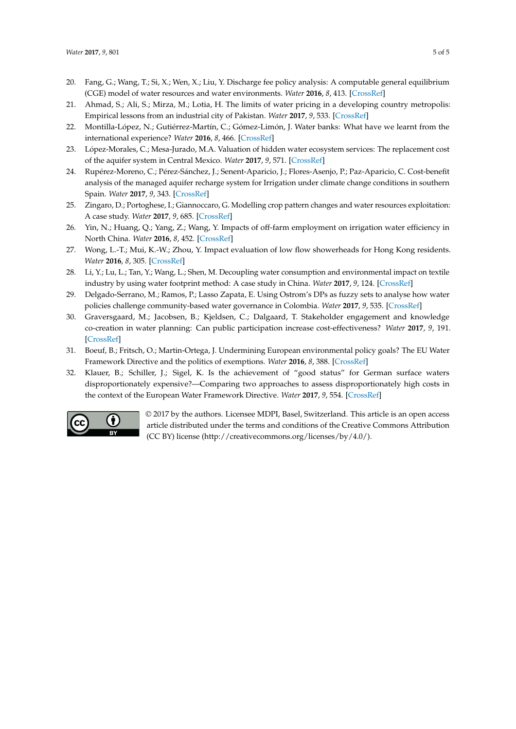20. Fang, G.; Wang, T.; Si, X.; Wen, X.; Liu, Y. Discharge fee policy analysis: A computable general equilibrium (CGE) model of water resources and water environments. *Water* **2016**, *8*, 413. [CrossRef]
21. Ahmad, S.; Ali, S.; Mirza, M.; Lotia, H. The limits of water pricing in a developing country metropolis: Empirical lessons from an industrial city of Pakistan. *Water* **2017**, *9*, 533. [CrossRef]
22. Montilla-López, N.; Gutiérrez-Martín, C.; Gómez-Limón, J. Water banks: What have we learnt from the international experience? *Water* **2016**, *8*, 466. [CrossRef]
23. López-Morales, C.; Mesa-Jurado, M.A. Valuation of hidden water ecosystem services: The replacement cost of the aquifer system in Central Mexico. *Water* **2017**, *9*, 571. [CrossRef]
24. Rupérez-Moreno, C.; Pérez-Sánchez, J.; Senent-Aparicio, J.; Flores-Asenjo, P.; Paz-Aparicio, C. Cost-benefit analysis of the managed aquifer recharge system for Irrigation under climate change conditions in southern Spain. *Water* **2017**, *9*, 343. [CrossRef]
25. Zingaro, D.; Portoghese, I.; Giannoccaro, G. Modelling crop pattern changes and water resources exploitation: A case study. *Water* **2017**, *9*, 685. [CrossRef]
26. Yin, N.; Huang, Q.; Yang, Z.; Wang, Y. Impacts of off-farm employment on irrigation water efficiency in North China. *Water* **2016**, *8*, 452. [CrossRef]
27. Wong, L.-T.; Mui, K.-W.; Zhou, Y. Impact evaluation of low flow showerheads for Hong Kong residents. *Water* **2016**, *8*, 305. [CrossRef]
28. Li, Y.; Lu, L.; Tan, Y.; Wang, L.; Shen, M. Decoupling water consumption and environmental impact on textile industry by using water footprint method: A case study in China. *Water* **2017**, *9*, 124. [CrossRef]
29. Delgado-Serrano, M.; Ramos, P.; Lasso Zapata, E. Using Ostrom's DPs as fuzzy sets to analyse how water policies challenge community-based water governance in Colombia. *Water* **2017**, *9*, 535. [CrossRef]
30. Graversgaard, M.; Jacobsen, B.; Kjeldsen, C.; Dalgaard, T. Stakeholder engagement and knowledge co-creation in water planning: Can public participation increase cost-effectiveness? *Water* **2017**, *9*, 191. [CrossRef]
31. Boeuf, B.; Fritsch, O.; Martin-Ortega, J. Undermining European environmental policy goals? The EU Water Framework Directive and the politics of exemptions. *Water* **2016**, *8*, 388. [CrossRef]
32. Klauer, B.; Schiller, J.; Sigel, K. Is the achievement of "good status" for German surface waters disproportionately expensive?—Comparing two approaches to assess disproportionately high costs in the context of the European Water Framework Directive. *Water* **2017**, *9*, 554. [CrossRef]

© 2017 by the authors. Licensee MDPI, Basel, Switzerland. This article is an open access article distributed under the terms and conditions of the Creative Commons Attribution (CC BY) license (http://creativecommons.org/licenses/by/4.0/).